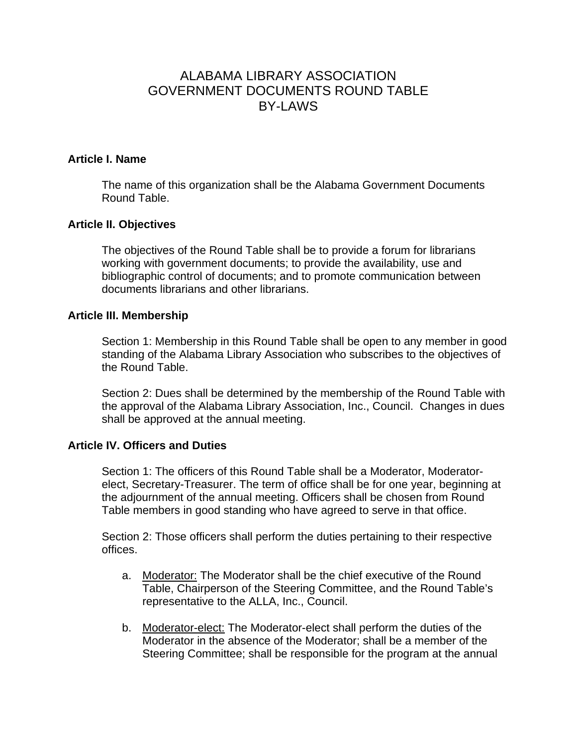# ALABAMA LIBRARY ASSOCIATION
# GOVERNMENT DOCUMENTS ROUND TABLE
# BY-LAWS

### Article I. Name

The name of this organization shall be the Alabama Government Documents Round Table.

### Article II. Objectives

The objectives of the Round Table shall be to provide a forum for librarians working with government documents; to provide the availability, use and bibliographic control of documents; and to promote communication between documents librarians and other librarians.

### Article III. Membership

Section 1: Membership in this Round Table shall be open to any member in good standing of the Alabama Library Association who subscribes to the objectives of the Round Table.

Section 2: Dues shall be determined by the membership of the Round Table with the approval of the Alabama Library Association, Inc., Council. Changes in dues shall be approved at the annual meeting.

### Article IV. Officers and Duties

Section 1: The officers of this Round Table shall be a Moderator, Moderator-elect, Secretary-Treasurer. The term of office shall be for one year, beginning at the adjournment of the annual meeting. Officers shall be chosen from Round Table members in good standing who have agreed to serve in that office.

Section 2: Those officers shall perform the duties pertaining to their respective offices.

a. <u>Moderator:</u> The Moderator shall be the chief executive of the Round Table, Chairperson of the Steering Committee, and the Round Table's representative to the ALLA, Inc., Council.

b. <u>Moderator-elect:</u> The Moderator-elect shall perform the duties of the Moderator in the absence of the Moderator; shall be a member of the Steering Committee; shall be responsible for the program at the annual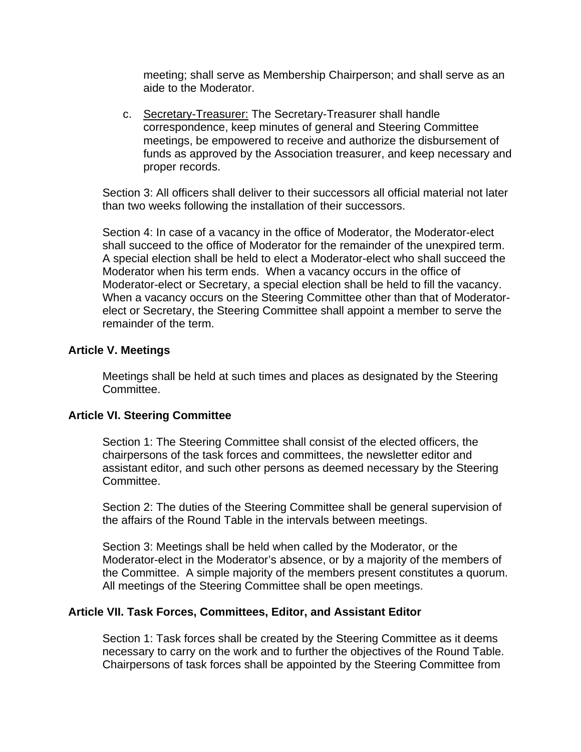meeting; shall serve as Membership Chairperson; and shall serve as an aide to the Moderator.

c. Secretary-Treasurer: The Secretary-Treasurer shall handle correspondence, keep minutes of general and Steering Committee meetings, be empowered to receive and authorize the disbursement of funds as approved by the Association treasurer, and keep necessary and proper records.

Section 3: All officers shall deliver to their successors all official material not later than two weeks following the installation of their successors.

Section 4: In case of a vacancy in the office of Moderator, the Moderator-elect shall succeed to the office of Moderator for the remainder of the unexpired term. A special election shall be held to elect a Moderator-elect who shall succeed the Moderator when his term ends. When a vacancy occurs in the office of Moderator-elect or Secretary, a special election shall be held to fill the vacancy. When a vacancy occurs on the Steering Committee other than that of Moderator-elect or Secretary, the Steering Committee shall appoint a member to serve the remainder of the term.

**Article V. Meetings**

Meetings shall be held at such times and places as designated by the Steering Committee.

**Article VI. Steering Committee**

Section 1: The Steering Committee shall consist of the elected officers, the chairpersons of the task forces and committees, the newsletter editor and assistant editor, and such other persons as deemed necessary by the Steering Committee.

Section 2: The duties of the Steering Committee shall be general supervision of the affairs of the Round Table in the intervals between meetings.

Section 3: Meetings shall be held when called by the Moderator, or the Moderator-elect in the Moderator's absence, or by a majority of the members of the Committee. A simple majority of the members present constitutes a quorum. All meetings of the Steering Committee shall be open meetings.

**Article VII. Task Forces, Committees, Editor, and Assistant Editor**

Section 1: Task forces shall be created by the Steering Committee as it deems necessary to carry on the work and to further the objectives of the Round Table. Chairpersons of task forces shall be appointed by the Steering Committee from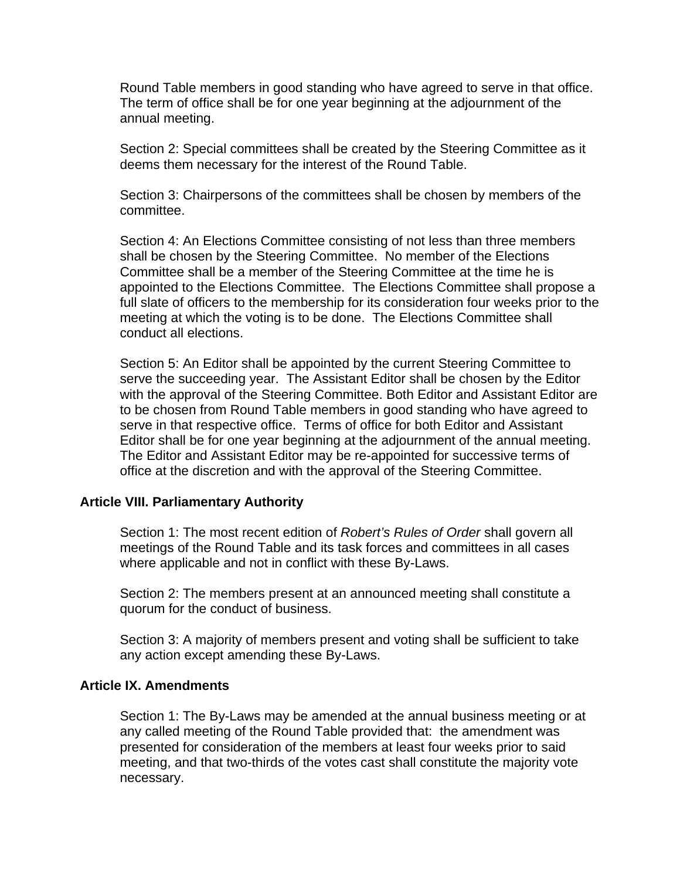Round Table members in good standing who have agreed to serve in that office. The term of office shall be for one year beginning at the adjournment of the annual meeting.

Section 2: Special committees shall be created by the Steering Committee as it deems them necessary for the interest of the Round Table.

Section 3: Chairpersons of the committees shall be chosen by members of the committee.

Section 4: An Elections Committee consisting of not less than three members shall be chosen by the Steering Committee. No member of the Elections Committee shall be a member of the Steering Committee at the time he is appointed to the Elections Committee. The Elections Committee shall propose a full slate of officers to the membership for its consideration four weeks prior to the meeting at which the voting is to be done. The Elections Committee shall conduct all elections.

Section 5: An Editor shall be appointed by the current Steering Committee to serve the succeeding year. The Assistant Editor shall be chosen by the Editor with the approval of the Steering Committee. Both Editor and Assistant Editor are to be chosen from Round Table members in good standing who have agreed to serve in that respective office. Terms of office for both Editor and Assistant Editor shall be for one year beginning at the adjournment of the annual meeting. The Editor and Assistant Editor may be re-appointed for successive terms of office at the discretion and with the approval of the Steering Committee.

**Article VIII. Parliamentary Authority**

Section 1: The most recent edition of *Robert's Rules of Order* shall govern all meetings of the Round Table and its task forces and committees in all cases where applicable and not in conflict with these By-Laws.

Section 2: The members present at an announced meeting shall constitute a quorum for the conduct of business.

Section 3: A majority of members present and voting shall be sufficient to take any action except amending these By-Laws.

**Article IX. Amendments**

Section 1: The By-Laws may be amended at the annual business meeting or at any called meeting of the Round Table provided that: the amendment was presented for consideration of the members at least four weeks prior to said meeting, and that two-thirds of the votes cast shall constitute the majority vote necessary.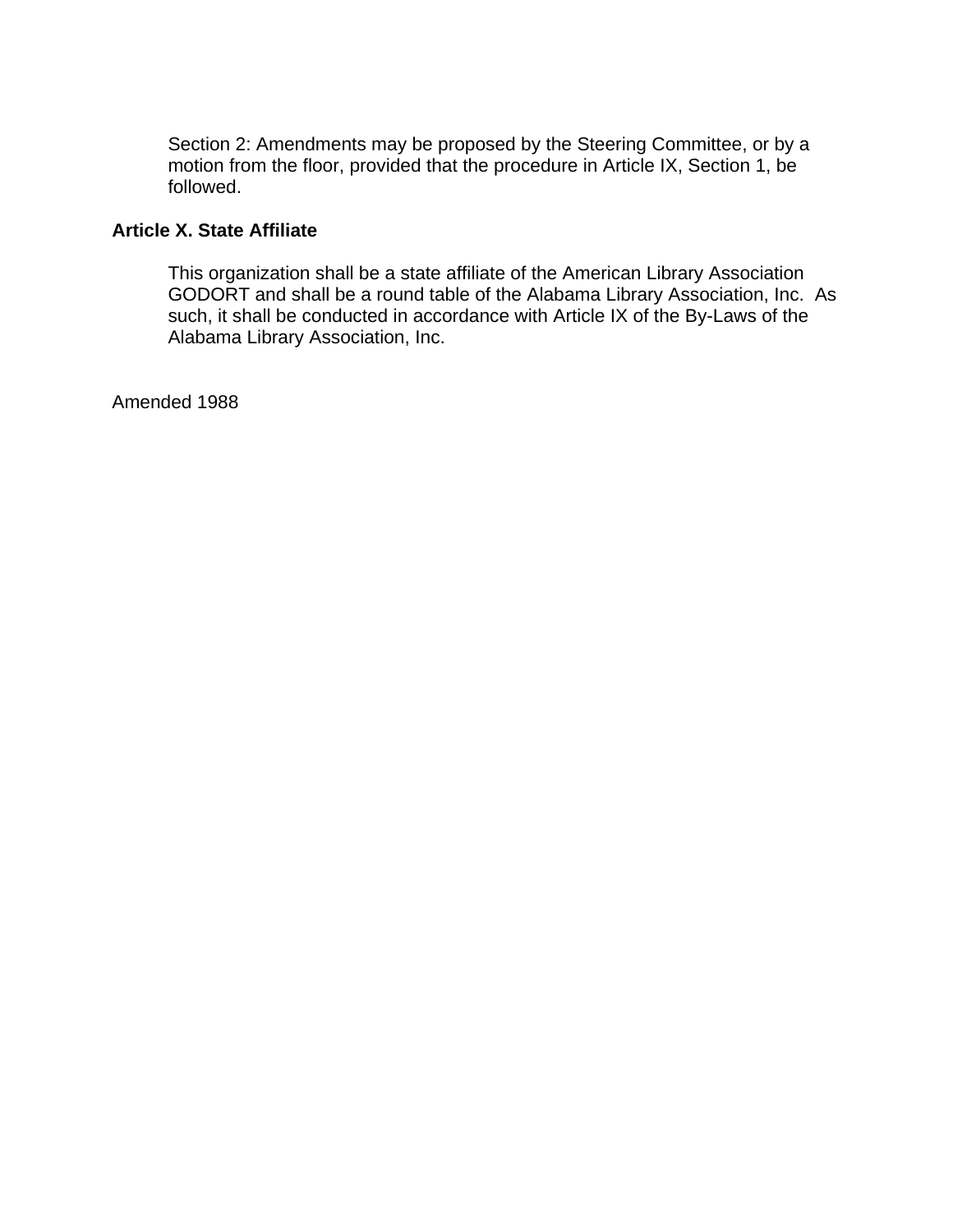Section 2: Amendments may be proposed by the Steering Committee, or by a motion from the floor, provided that the procedure in Article IX, Section 1, be followed.

**Article X. State Affiliate**

This organization shall be a state affiliate of the American Library Association GODORT and shall be a round table of the Alabama Library Association, Inc. As such, it shall be conducted in accordance with Article IX of the By-Laws of the Alabama Library Association, Inc.

Amended 1988